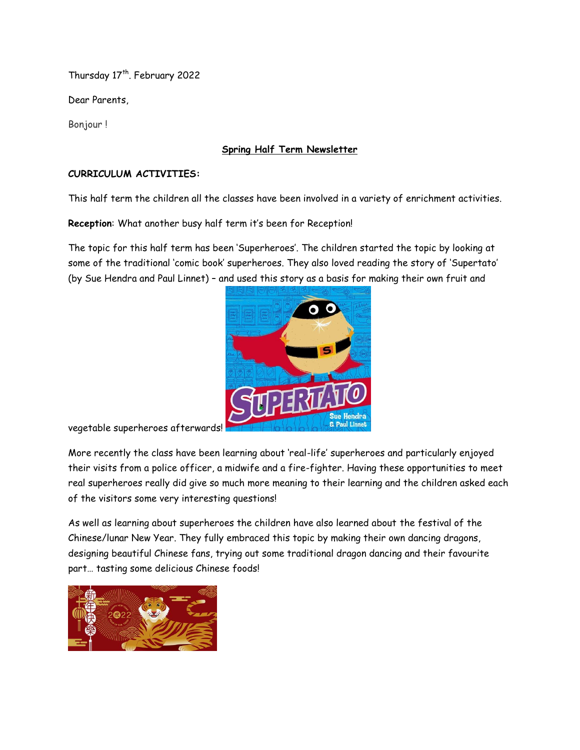Thursday 17th. February 2022

Dear Parents,

Bonjour !

## Spring Half Term Newsletter

**CURRICULUM ACTIVITIES:**

This half term the children all the classes have been involved in a variety of enrichment activities.

**Reception**: What another busy half term it's been for Reception!

The topic for this half term has been 'Superheroes'. The children started the topic by looking at some of the traditional 'comic book' superheroes. They also loved reading the story of 'Supertato' (by Sue Hendra and Paul Linnet) – and used this story as a basis for making their own fruit and vegetable superheroes afterwards!

More recently the class have been learning about 'real-life' superheroes and particularly enjoyed their visits from a police officer, a midwife and a fire-fighter. Having these opportunities to meet real superheroes really did give so much more meaning to their learning and the children asked each of the visitors some very interesting questions!

As well as learning about superheroes the children have also learned about the festival of the Chinese/lunar New Year. They fully embraced this topic by making their own dancing dragons, designing beautiful Chinese fans, trying out some traditional dragon dancing and their favourite part… tasting some delicious Chinese foods!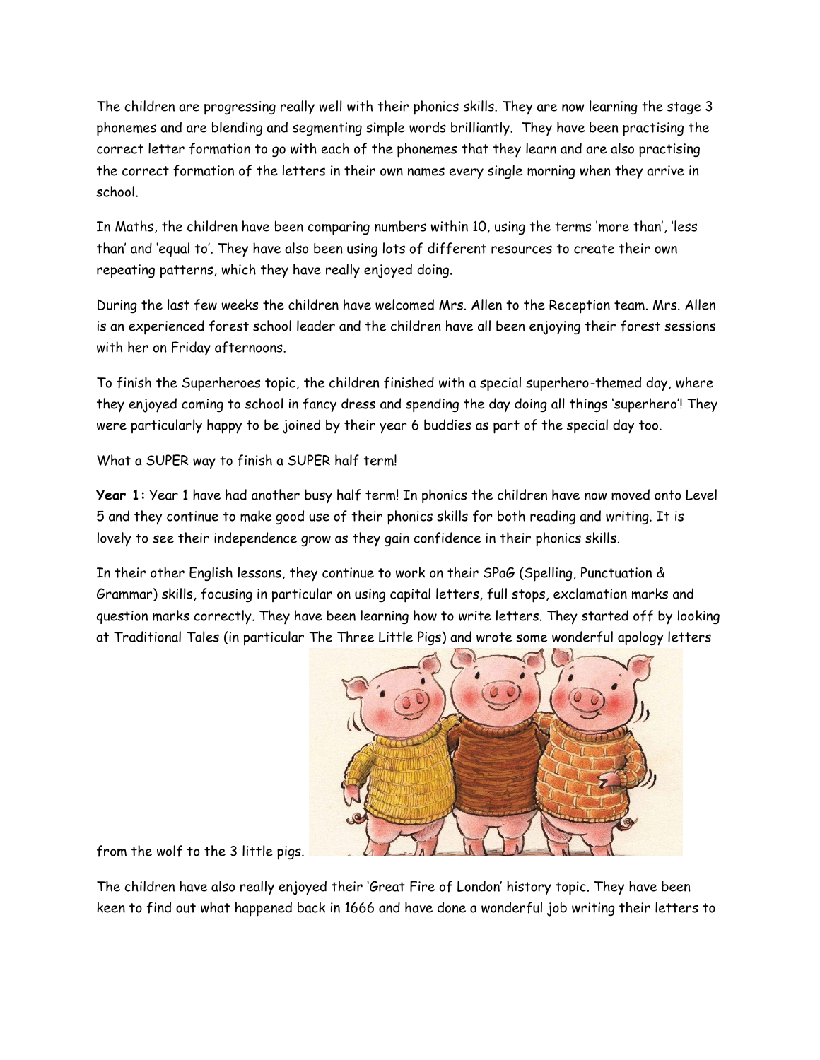The children are progressing really well with their phonics skills. They are now learning the stage 3 phonemes and are blending and segmenting simple words brilliantly. They have been practising the correct letter formation to go with each of the phonemes that they learn and are also practising the correct formation of the letters in their own names every single morning when they arrive in school.

In Maths, the children have been comparing numbers within 10, using the terms 'more than', 'less than' and 'equal to'. They have also been using lots of different resources to create their own repeating patterns, which they have really enjoyed doing.

During the last few weeks the children have welcomed Mrs. Allen to the Reception team. Mrs. Allen is an experienced forest school leader and the children have all been enjoying their forest sessions with her on Friday afternoons.

To finish the Superheroes topic, the children finished with a special superhero-themed day, where they enjoyed coming to school in fancy dress and spending the day doing all things 'superhero'! They were particularly happy to be joined by their year 6 buddies as part of the special day too.

What a SUPER way to finish a SUPER half term!

**Year 1:** Year 1 have had another busy half term! In phonics the children have now moved onto Level 5 and they continue to make good use of their phonics skills for both reading and writing. It is lovely to see their independence grow as they gain confidence in their phonics skills.

In their other English lessons, they continue to work on their SPaG (Spelling, Punctuation & Grammar) skills, focusing in particular on using capital letters, full stops, exclamation marks and question marks correctly. They have been learning how to write letters. They started off by looking at Traditional Tales (in particular The Three Little Pigs) and wrote some wonderful apology letters from the wolf to the 3 little pigs.

The children have also really enjoyed their 'Great Fire of London' history topic. They have been keen to find out what happened back in 1666 and have done a wonderful job writing their letters to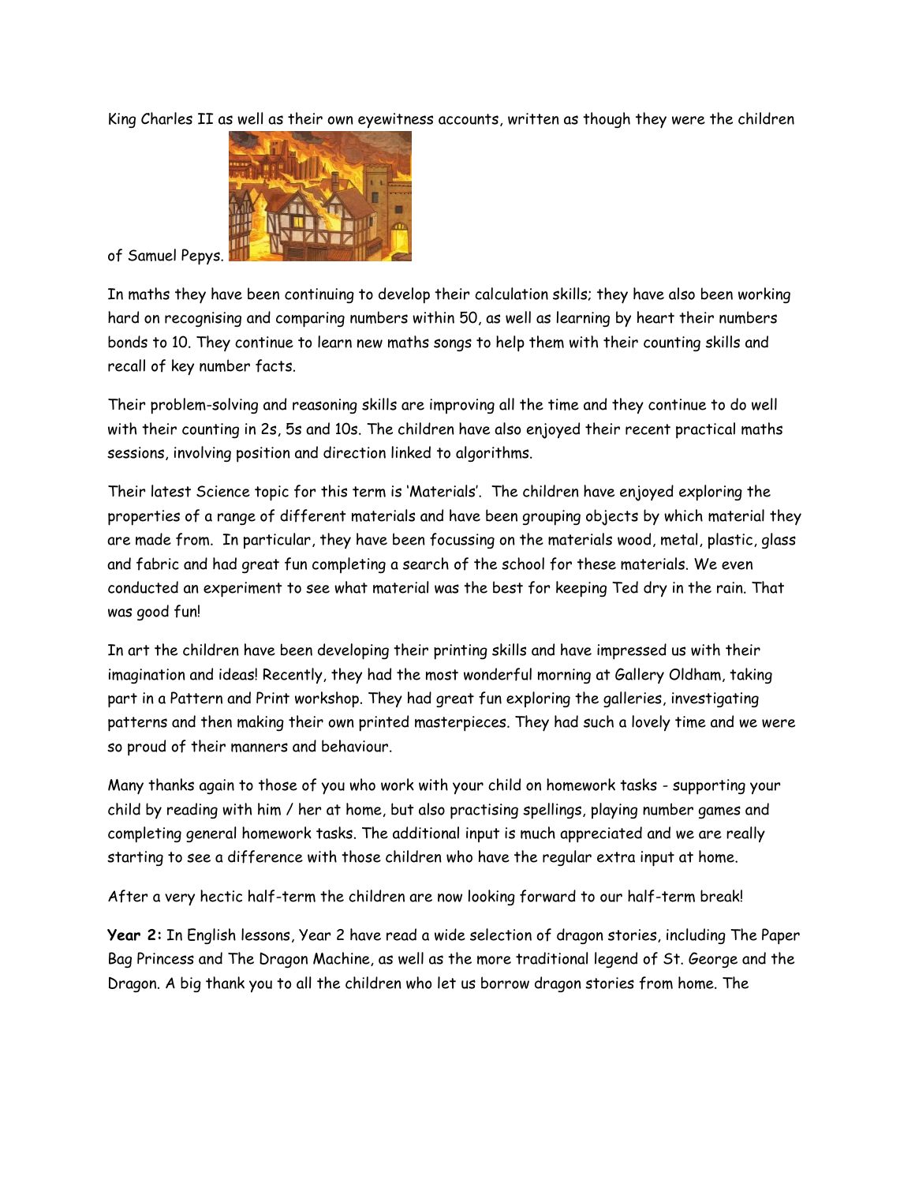King Charles II as well as their own eyewitness accounts, written as though they were the children of Samuel Pepys.

In maths they have been continuing to develop their calculation skills; they have also been working hard on recognising and comparing numbers within 50, as well as learning by heart their numbers bonds to 10. They continue to learn new maths songs to help them with their counting skills and recall of key number facts.

Their problem-solving and reasoning skills are improving all the time and they continue to do well with their counting in 2s, 5s and 10s. The children have also enjoyed their recent practical maths sessions, involving position and direction linked to algorithms.

Their latest Science topic for this term is 'Materials'. The children have enjoyed exploring the properties of a range of different materials and have been grouping objects by which material they are made from. In particular, they have been focussing on the materials wood, metal, plastic, glass and fabric and had great fun completing a search of the school for these materials. We even conducted an experiment to see what material was the best for keeping Ted dry in the rain. That was good fun!

In art the children have been developing their printing skills and have impressed us with their imagination and ideas! Recently, they had the most wonderful morning at Gallery Oldham, taking part in a Pattern and Print workshop. They had great fun exploring the galleries, investigating patterns and then making their own printed masterpieces. They had such a lovely time and we were so proud of their manners and behaviour.

Many thanks again to those of you who work with your child on homework tasks - supporting your child by reading with him / her at home, but also practising spellings, playing number games and completing general homework tasks. The additional input is much appreciated and we are really starting to see a difference with those children who have the regular extra input at home.

After a very hectic half-term the children are now looking forward to our half-term break!

**Year 2:** In English lessons, Year 2 have read a wide selection of dragon stories, including The Paper Bag Princess and The Dragon Machine, as well as the more traditional legend of St. George and the Dragon. A big thank you to all the children who let us borrow dragon stories from home. The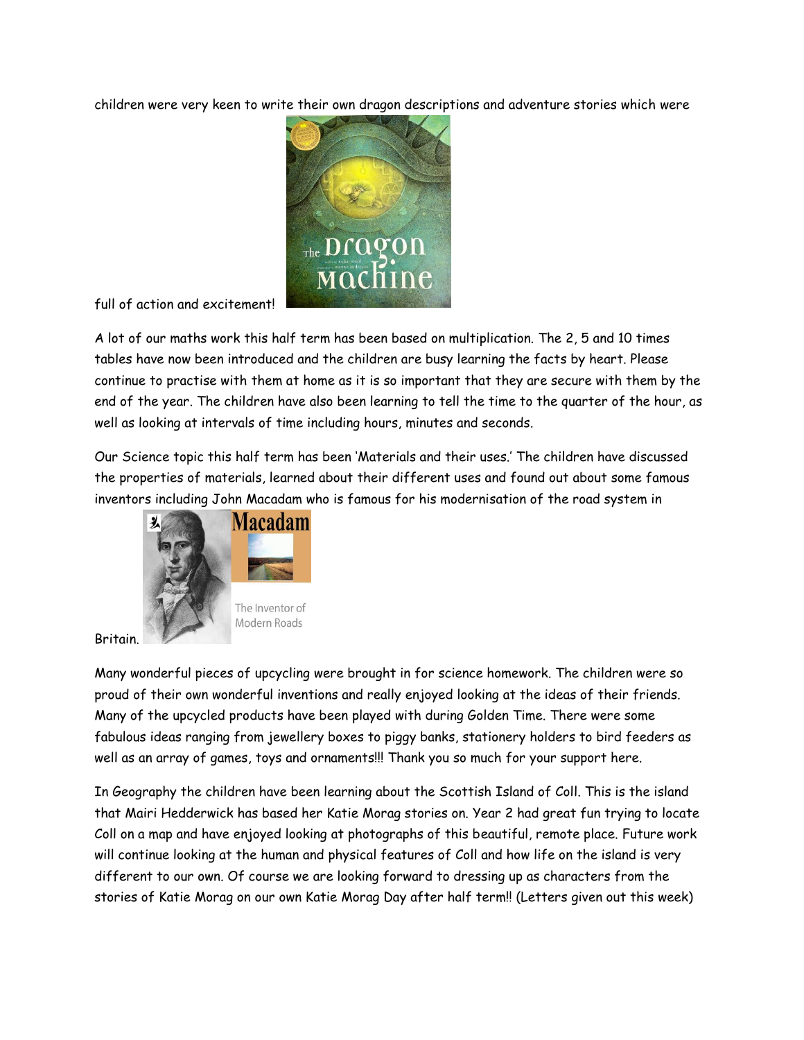children were very keen to write their own dragon descriptions and adventure stories which were full of action and excitement!

A lot of our maths work this half term has been based on multiplication. The 2, 5 and 10 times tables have now been introduced and the children are busy learning the facts by heart. Please continue to practise with them at home as it is so important that they are secure with them by the end of the year. The children have also been learning to tell the time to the quarter of the hour, as well as looking at intervals of time including hours, minutes and seconds.

Our Science topic this half term has been 'Materials and their uses.' The children have discussed the properties of materials, learned about their different uses and found out about some famous inventors including John Macadam who is famous for his modernisation of the road system in Britain.

Many wonderful pieces of upcycling were brought in for science homework. The children were so proud of their own wonderful inventions and really enjoyed looking at the ideas of their friends. Many of the upcycled products have been played with during Golden Time. There were some fabulous ideas ranging from jewellery boxes to piggy banks, stationery holders to bird feeders as well as an array of games, toys and ornaments!!! Thank you so much for your support here.

In Geography the children have been learning about the Scottish Island of Coll. This is the island that Mairi Hedderwick has based her Katie Morag stories on. Year 2 had great fun trying to locate Coll on a map and have enjoyed looking at photographs of this beautiful, remote place. Future work will continue looking at the human and physical features of Coll and how life on the island is very different to our own. Of course we are looking forward to dressing up as characters from the stories of Katie Morag on our own Katie Morag Day after half term!! (Letters given out this week)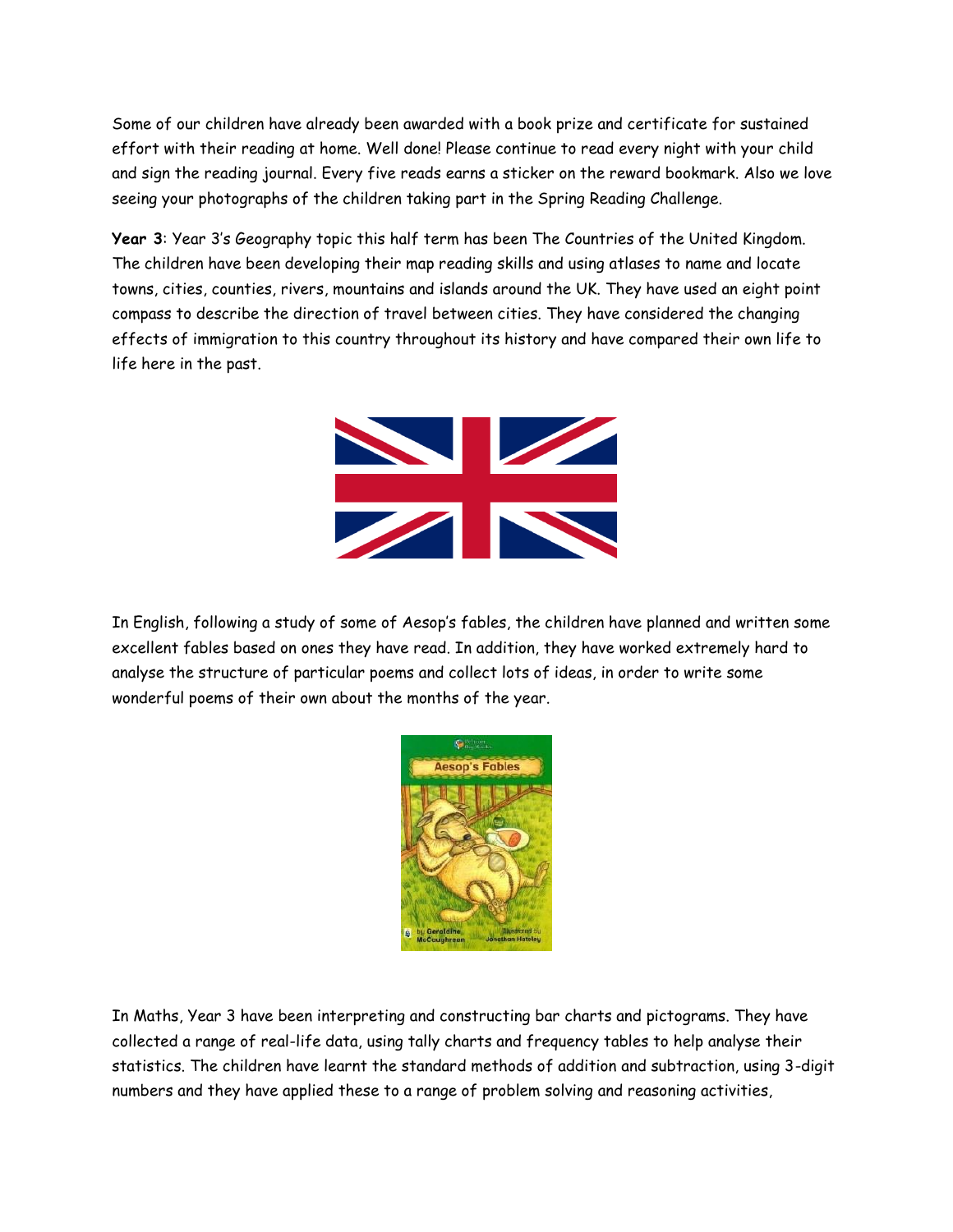Some of our children have already been awarded with a book prize and certificate for sustained effort with their reading at home. Well done! Please continue to read every night with your child and sign the reading journal. Every five reads earns a sticker on the reward bookmark. Also we love seeing your photographs of the children taking part in the Spring Reading Challenge.

**Year 3**: Year 3's Geography topic this half term has been The Countries of the United Kingdom. The children have been developing their map reading skills and using atlases to name and locate towns, cities, counties, rivers, mountains and islands around the UK. They have used an eight point compass to describe the direction of travel between cities. They have considered the changing effects of immigration to this country throughout its history and have compared their own life to life here in the past.

In English, following a study of some of Aesop's fables, the children have planned and written some excellent fables based on ones they have read. In addition, they have worked extremely hard to analyse the structure of particular poems and collect lots of ideas, in order to write some wonderful poems of their own about the months of the year.

In Maths, Year 3 have been interpreting and constructing bar charts and pictograms. They have collected a range of real-life data, using tally charts and frequency tables to help analyse their statistics. The children have learnt the standard methods of addition and subtraction, using 3-digit numbers and they have applied these to a range of problem solving and reasoning activities,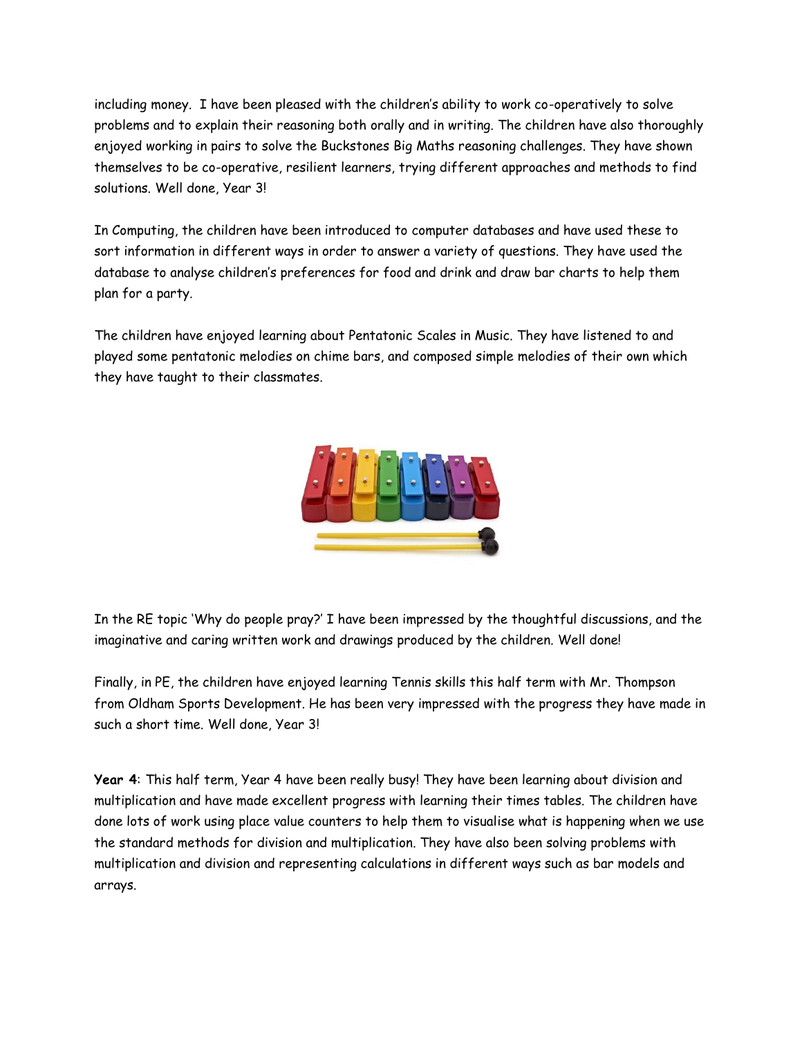including money. I have been pleased with the children's ability to work co-operatively to solve problems and to explain their reasoning both orally and in writing. The children have also thoroughly enjoyed working in pairs to solve the Buckstones Big Maths reasoning challenges. They have shown themselves to be co-operative, resilient learners, trying different approaches and methods to find solutions. Well done, Year 3!

In Computing, the children have been introduced to computer databases and have used these to sort information in different ways in order to answer a variety of questions. They have used the database to analyse children's preferences for food and drink and draw bar charts to help them plan for a party.

The children have enjoyed learning about Pentatonic Scales in Music. They have listened to and played some pentatonic melodies on chime bars, and composed simple melodies of their own which they have taught to their classmates.

In the RE topic 'Why do people pray?' I have been impressed by the thoughtful discussions, and the imaginative and caring written work and drawings produced by the children. Well done!

Finally, in PE, the children have enjoyed learning Tennis skills this half term with Mr. Thompson from Oldham Sports Development. He has been very impressed with the progress they have made in such a short time. Well done, Year 3!

**Year 4**: This half term, Year 4 have been really busy! They have been learning about division and multiplication and have made excellent progress with learning their times tables. The children have done lots of work using place value counters to help them to visualise what is happening when we use the standard methods for division and multiplication. They have also been solving problems with multiplication and division and representing calculations in different ways such as bar models and arrays.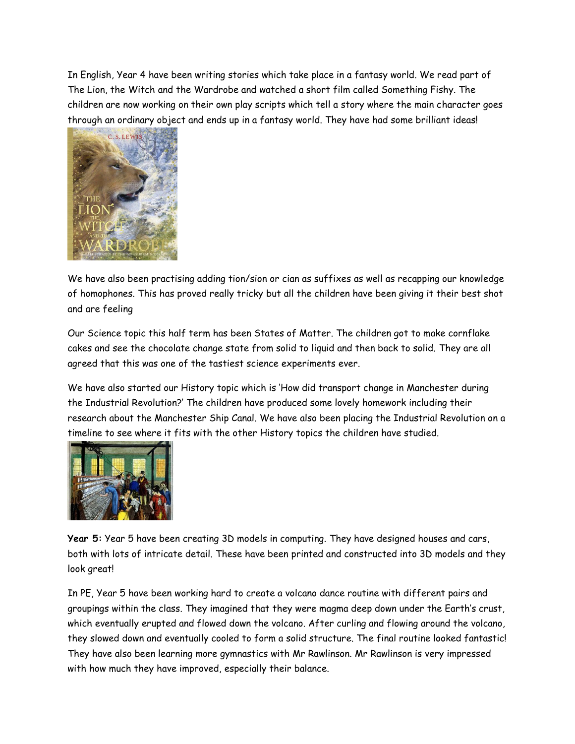In English, Year 4 have been writing stories which take place in a fantasy world. We read part of The Lion, the Witch and the Wardrobe and watched a short film called Something Fishy. The children are now working on their own play scripts which tell a story where the main character goes through an ordinary object and ends up in a fantasy world. They have had some brilliant ideas!

We have also been practising adding tion/sion or cian as suffixes as well as recapping our knowledge of homophones. This has proved really tricky but all the children have been giving it their best shot and are feeling

Our Science topic this half term has been States of Matter. The children got to make cornflake cakes and see the chocolate change state from solid to liquid and then back to solid. They are all agreed that this was one of the tastiest science experiments ever.

We have also started our History topic which is 'How did transport change in Manchester during the Industrial Revolution?' The children have produced some lovely homework including their research about the Manchester Ship Canal. We have also been placing the Industrial Revolution on a timeline to see where it fits with the other History topics the children have studied.

**Year 5:** Year 5 have been creating 3D models in computing. They have designed houses and cars, both with lots of intricate detail. These have been printed and constructed into 3D models and they look great!

In PE, Year 5 have been working hard to create a volcano dance routine with different pairs and groupings within the class. They imagined that they were magma deep down under the Earth's crust, which eventually erupted and flowed down the volcano. After curling and flowing around the volcano, they slowed down and eventually cooled to form a solid structure. The final routine looked fantastic! They have also been learning more gymnastics with Mr Rawlinson. Mr Rawlinson is very impressed with how much they have improved, especially their balance.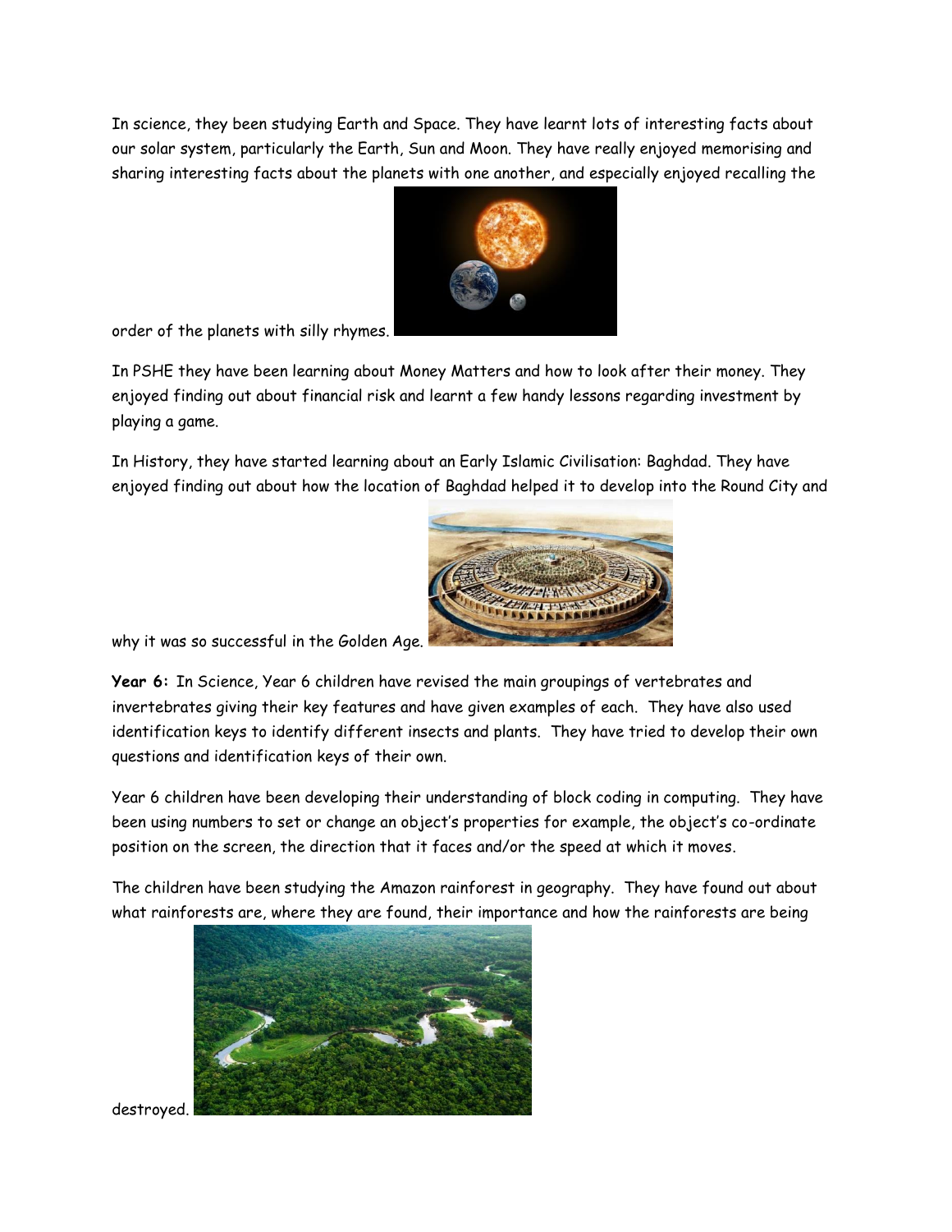In science, they been studying Earth and Space. They have learnt lots of interesting facts about our solar system, particularly the Earth, Sun and Moon. They have really enjoyed memorising and sharing interesting facts about the planets with one another, and especially enjoyed recalling the order of the planets with silly rhymes.

In PSHE they have been learning about Money Matters and how to look after their money. They enjoyed finding out about financial risk and learnt a few handy lessons regarding investment by playing a game.

In History, they have started learning about an Early Islamic Civilisation: Baghdad. They have enjoyed finding out about how the location of Baghdad helped it to develop into the Round City and why it was so successful in the Golden Age.

**Year 6:** In Science, Year 6 children have revised the main groupings of vertebrates and invertebrates giving their key features and have given examples of each. They have also used identification keys to identify different insects and plants. They have tried to develop their own questions and identification keys of their own.

Year 6 children have been developing their understanding of block coding in computing. They have been using numbers to set or change an object's properties for example, the object's co-ordinate position on the screen, the direction that it faces and/or the speed at which it moves.

The children have been studying the Amazon rainforest in geography. They have found out about what rainforests are, where they are found, their importance and how the rainforests are being destroyed.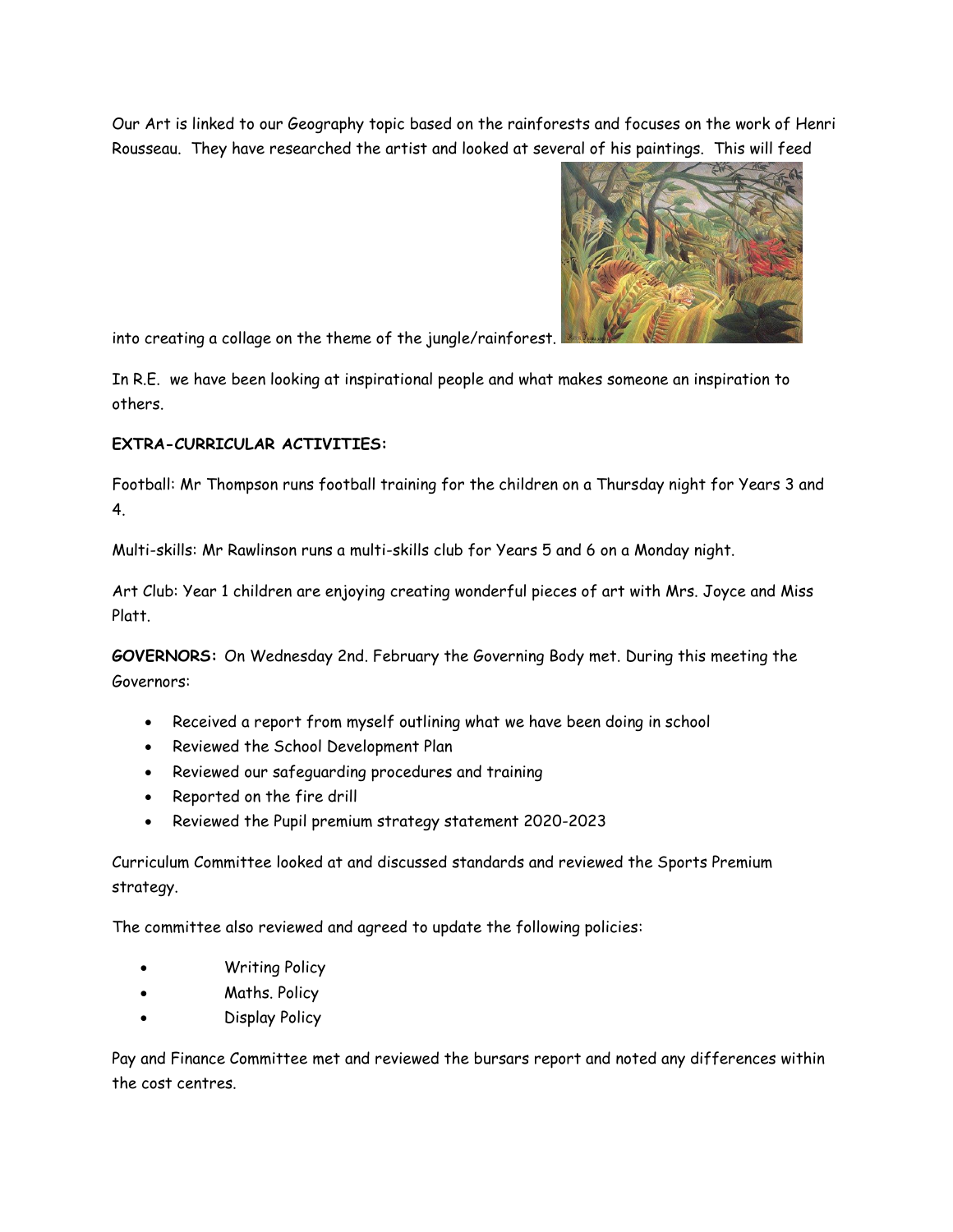Our Art is linked to our Geography topic based on the rainforests and focuses on the work of Henri Rousseau. They have researched the artist and looked at several of his paintings. This will feed into creating a collage on the theme of the jungle/rainforest.

In R.E. we have been looking at inspirational people and what makes someone an inspiration to others.

**EXTRA-CURRICULAR ACTIVITIES:**

Football: Mr Thompson runs football training for the children on a Thursday night for Years 3 and 4.

Multi-skills: Mr Rawlinson runs a multi-skills club for Years 5 and 6 on a Monday night.

Art Club: Year 1 children are enjoying creating wonderful pieces of art with Mrs. Joyce and Miss Platt.

**GOVERNORS:** On Wednesday 2nd. February the Governing Body met. During this meeting the Governors:

- Received a report from myself outlining what we have been doing in school
- Reviewed the School Development Plan
- Reviewed our safeguarding procedures and training
- Reported on the fire drill
- Reviewed the Pupil premium strategy statement 2020-2023

Curriculum Committee looked at and discussed standards and reviewed the Sports Premium strategy.

The committee also reviewed and agreed to update the following policies:

- Writing Policy
- Maths. Policy
- Display Policy

Pay and Finance Committee met and reviewed the bursars report and noted any differences within the cost centres.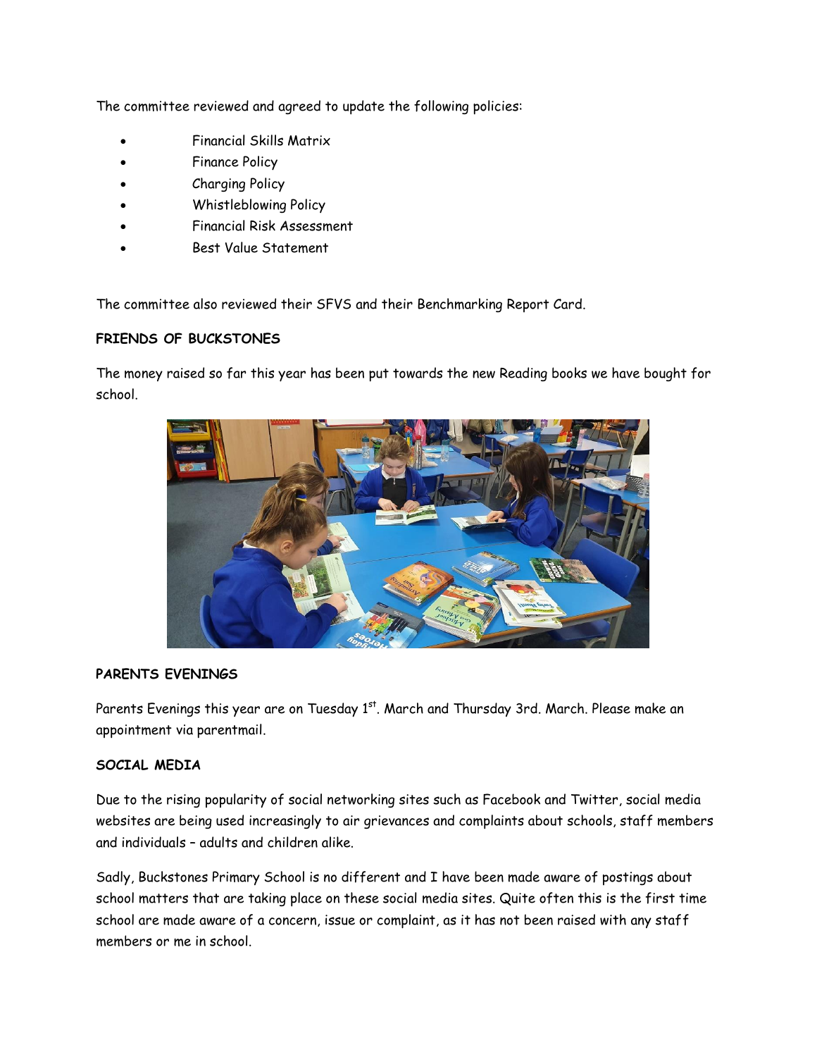The committee reviewed and agreed to update the following policies:

- Financial Skills Matrix
- Finance Policy
- Charging Policy
- Whistleblowing Policy
- Financial Risk Assessment
- Best Value Statement

The committee also reviewed their SFVS and their Benchmarking Report Card.

**FRIENDS OF BUCKSTONES**

The money raised so far this year has been put towards the new Reading books we have bought for school.

**PARENTS EVENINGS**

Parents Evenings this year are on Tuesday 1st. March and Thursday 3rd. March. Please make an appointment via parentmail.

**SOCIAL MEDIA**

Due to the rising popularity of social networking sites such as Facebook and Twitter, social media websites are being used increasingly to air grievances and complaints about schools, staff members and individuals – adults and children alike.

Sadly, Buckstones Primary School is no different and I have been made aware of postings about school matters that are taking place on these social media sites. Quite often this is the first time school are made aware of a concern, issue or complaint, as it has not been raised with any staff members or me in school.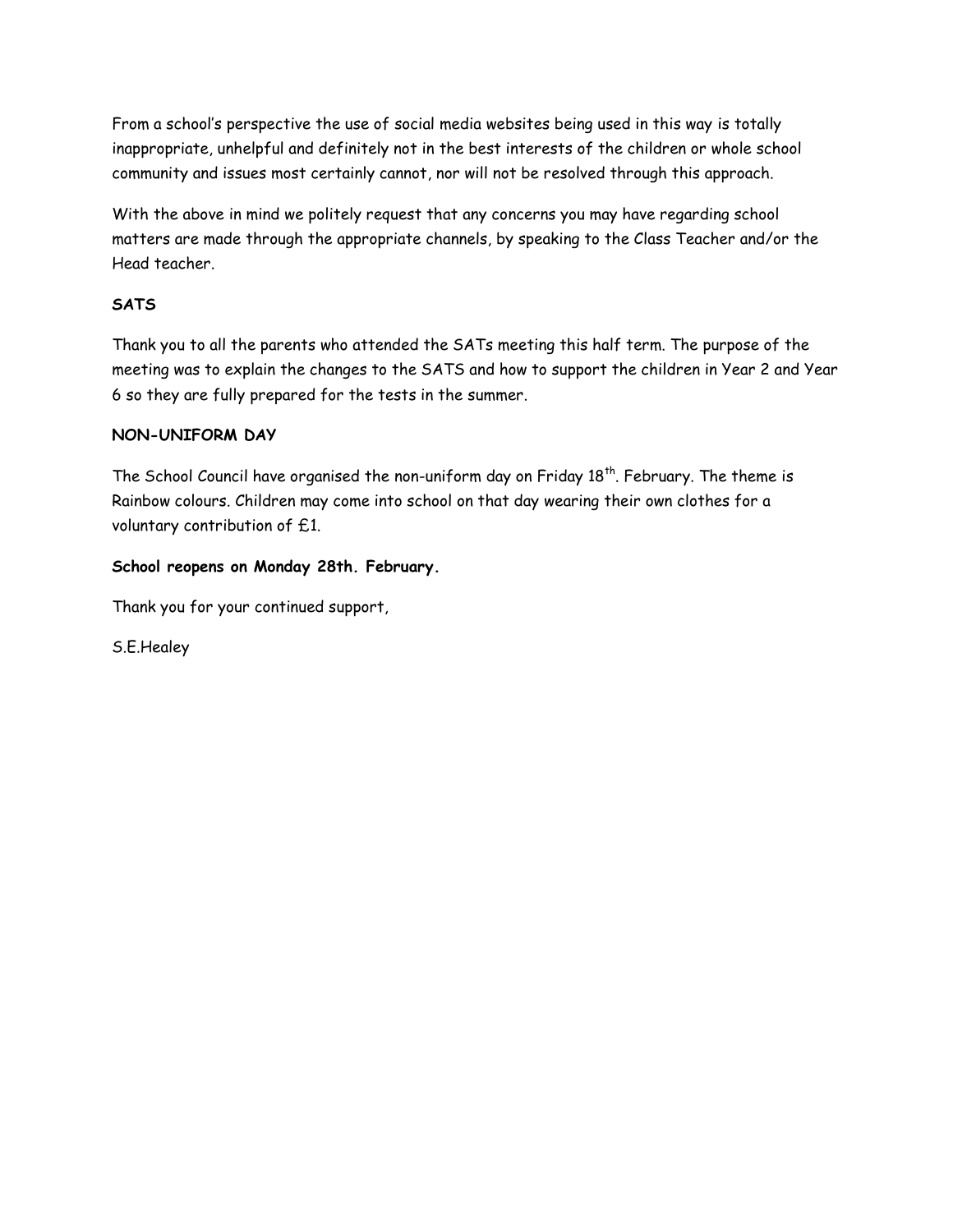From a school's perspective the use of social media websites being used in this way is totally inappropriate, unhelpful and definitely not in the best interests of the children or whole school community and issues most certainly cannot, nor will not be resolved through this approach.

With the above in mind we politely request that any concerns you may have regarding school matters are made through the appropriate channels, by speaking to the Class Teacher and/or the Head teacher.

**SATS**

Thank you to all the parents who attended the SATs meeting this half term. The purpose of the meeting was to explain the changes to the SATS and how to support the children in Year 2 and Year 6 so they are fully prepared for the tests in the summer.

**NON-UNIFORM DAY**

The School Council have organised the non-uniform day on Friday 18th. February. The theme is Rainbow colours. Children may come into school on that day wearing their own clothes for a voluntary contribution of £1.

**School reopens on Monday 28th. February.**

Thank you for your continued support,

S.E.Healey